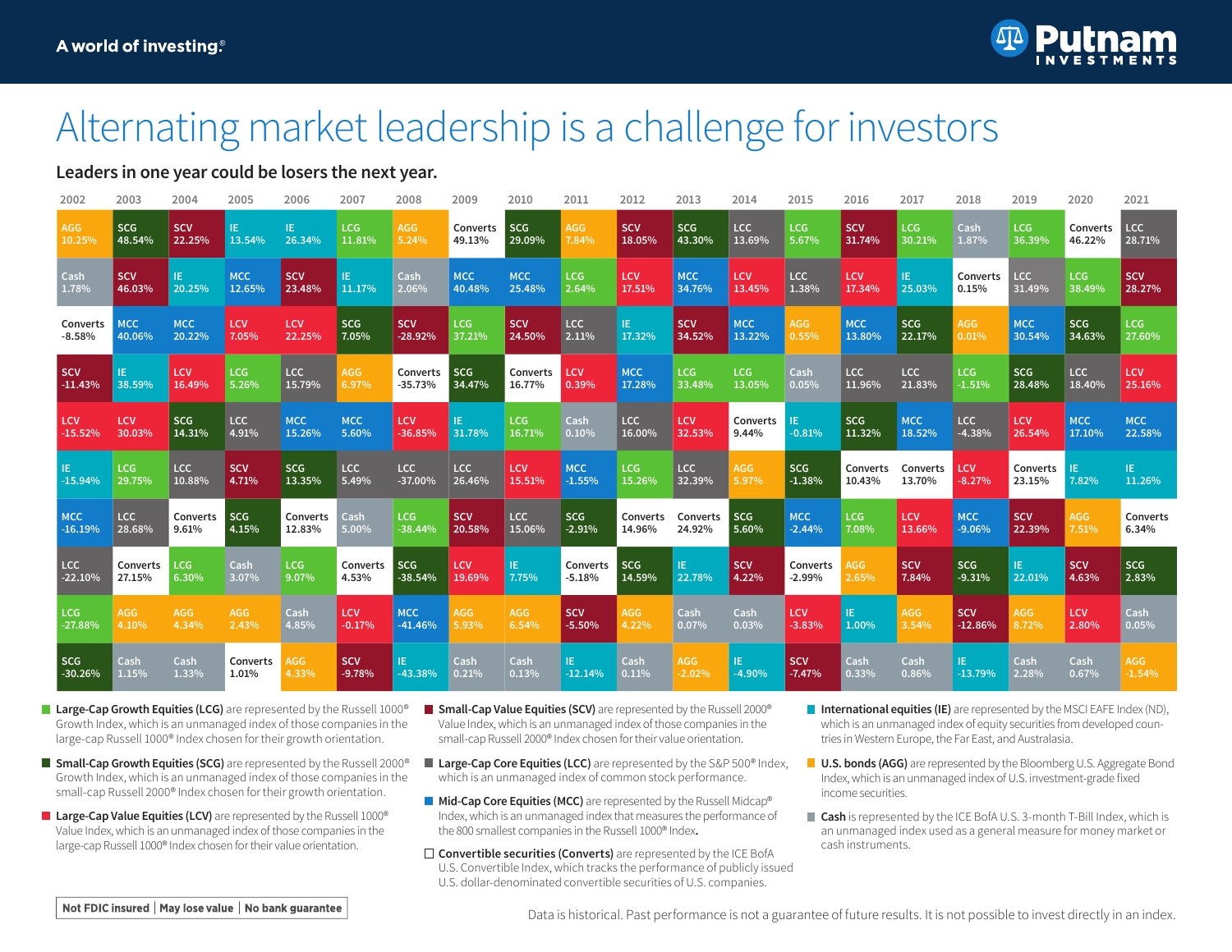A world of investing®

# Alternating market leadership is a challenge for investors

## Leaders in one year could be losers the next year.

| 2002 | 2003 | 2004 | 2005 | 2006 | 2007 | 2008 | 2009 | 2010 | 2011 | 2012 | 2013 | 2014 | 2015 | 2016 | 2017 | 2018 | 2019 | 2020 | 2021 |
|---|---|---|---|---|---|---|---|---|---|---|---|---|---|---|---|---|---|---|---|
| AGG 10.25% | SCG 48.54% | SCV 22.25% | IE 13.54% | IE 26.34% | LCG 11.81% | AGG 5.24% | Converts 49.13% | SCG 29.09% | AGG 7.84% | SCV 18.05% | SCG 43.30% | LCC 13.69% | LCG 5.67% | SCV 31.74% | LCG 30.21% | Cash 1.87% | LCG 36.39% | Converts 46.22% | LCC 28.71% |
| Cash 1.78% | SCV 46.03% | IE 20.25% | MCC 12.65% | SCV 23.48% | IE 11.17% | Cash 2.06% | MCC 40.48% | MCC 25.48% | LCG 2.64% | LCV 17.51% | MCC 34.76% | LCV 13.45% | LCC 1.38% | LCV 17.34% | IE 25.03% | Converts 0.15% | LCC 31.49% | LCG 38.49% | SCV 28.27% |
| Converts -8.58% | MCC 40.06% | MCC 20.22% | LCV 7.05% | LCV 22.25% | SCG 7.05% | SCV -28.92% | LCG 37.21% | SCV 24.50% | LCC 2.11% | IE 17.32% | SCV 34.52% | MCC 13.22% | AGG 0.55% | MCC 13.80% | SCG 22.17% | AGG 0.01% | MCC 30.54% | SCG 34.63% | LCG 27.60% |
| SCV -11.43% | IE 38.59% | LCV 16.49% | LCG 5.26% | LCC 15.79% | AGG 6.97% | Converts -35.73% | SCG 34.47% | Converts 16.77% | LCV 0.39% | MCC 17.28% | LCG 33.48% | LCG 13.05% | Cash 0.05% | LCC 11.96% | LCC 21.83% | LCG -1.51% | SCG 28.48% | LCC 18.40% | LCV 25.16% |
| LCV -15.52% | LCV 30.03% | SCG 14.31% | LCC 4.91% | MCC 15.26% | MCC 5.60% | LCV -36.85% | IE 31.78% | LCG 16.71% | Cash 0.10% | LCC 16.00% | LCV 32.53% | Converts 9.44% | IE -0.81% | SCG 11.32% | MCC 18.52% | LCC -4.38% | LCV 26.54% | MCC 17.10% | MCC 22.58% |
| IE -15.94% | LCG 29.75% | LCC 10.88% | SCV 4.71% | SCG 13.35% | LCC 5.49% | LCC -37.00% | LCC 26.46% | LCV 15.51% | MCC -1.55% | LCG 15.26% | LCC 32.39% | AGG 5.97% | SCG -1.38% | Converts 10.43% | Converts 13.70% | LCV -8.27% | Converts 23.15% | IE 7.82% | IE 11.26% |
| MCC -16.19% | LCC 28.68% | Converts 9.61% | SCG 4.15% | Converts 12.83% | Cash 5.00% | LCG -38.44% | SCV 20.58% | LCC 15.06% | SCG -2.91% | Converts 14.96% | Converts 24.92% | SCG 5.60% | MCC -2.44% | LCG 7.08% | LCV 13.66% | MCC -9.06% | SCV 22.39% | AGG 7.51% | Converts 6.34% |
| LCC -22.10% | Converts 27.15% | LCG 6.30% | Cash 3.07% | LCG 9.07% | Converts 4.53% | SCG -38.54% | LCV 19.69% | IE 7.75% | Converts -5.18% | SCG 14.59% | IE 22.78% | SCV 4.22% | Converts -2.99% | AGG 2.65% | SCV 7.84% | SCG -9.31% | IE 22.01% | SCV 4.63% | SCG 2.83% |
| LCG -27.88% | AGG 4.10% | AGG 4.34% | AGG 2.43% | Cash 4.85% | LCV -0.17% | MCC -41.46% | AGG 5.93% | AGG 6.54% | SCV -5.50% | AGG 4.22% | Cash 0.07% | Cash 0.03% | LCV -3.83% | IE 1.00% | AGG 3.54% | SCV -12.86% | AGG 8.72% | LCV 2.80% | Cash 0.05% |
| SCG -30.26% | Cash 1.15% | Cash 1.33% | Converts 1.01% | AGG 4.33% | SCV -9.78% | IE -43.38% | Cash 0.21% | Cash 0.13% | IE -12.14% | Cash 0.11% | AGG -2.02% | IE -4.90% | SCV -7.47% | Cash 0.33% | Cash 0.86% | IE -13.79% | Cash 2.28% | Cash 0.67% | AGG -1.54% |

**Large-Cap Growth Equities (LCG)** are represented by the Russell 1000® Growth Index, which is an unmanaged index of those companies in the large-cap Russell 1000® Index chosen for their growth orientation.

**Small-Cap Growth Equities (SCG)** are represented by the Russell 2000® Growth Index, which is an unmanaged index of those companies in the small-cap Russell 2000® Index chosen for their growth orientation.

**Large-Cap Value Equities (LCV)** are represented by the Russell 1000® Value Index, which is an unmanaged index of those companies in the large-cap Russell 1000® Index chosen for their value orientation.

**Small-Cap Value Equities (SCV)** are represented by the Russell 2000® Value Index, which is an unmanaged index of those companies in the small-cap Russell 2000® Index chosen for their value orientation.

**Large-Cap Core Equities (LCC)** are represented by the S&P 500® Index, which is an unmanaged index of common stock performance.

**Mid-Cap Core Equities (MCC)** are represented by the Russell Midcap® Index, which is an unmanaged index that measures the performance of the 800 smallest companies in the Russell 1000® Index.

**Convertible securities (Converts)** are represented by the ICE BofA U.S. Convertible Index, which tracks the performance of publicly issued U.S. dollar-denominated convertible securities of U.S. companies.

**International equities (IE)** are represented by the MSCI EAFE Index (ND), which is an unmanaged index of equity securities from developed countries in Western Europe, the Far East, and Australasia.

**U.S. bonds (AGG)** are represented by the Bloomberg U.S. Aggregate Bond Index, which is an unmanaged index of U.S. investment-grade fixed income securities.

**Cash** is represented by the ICE BofA U.S. 3-month T-Bill Index, which is an unmanaged index used as a general measure for money market or cash instruments.

**Not FDIC insured | May lose value | No bank guarantee**

Data is historical. Past performance is not a guarantee of future results. It is not possible to invest directly in an index.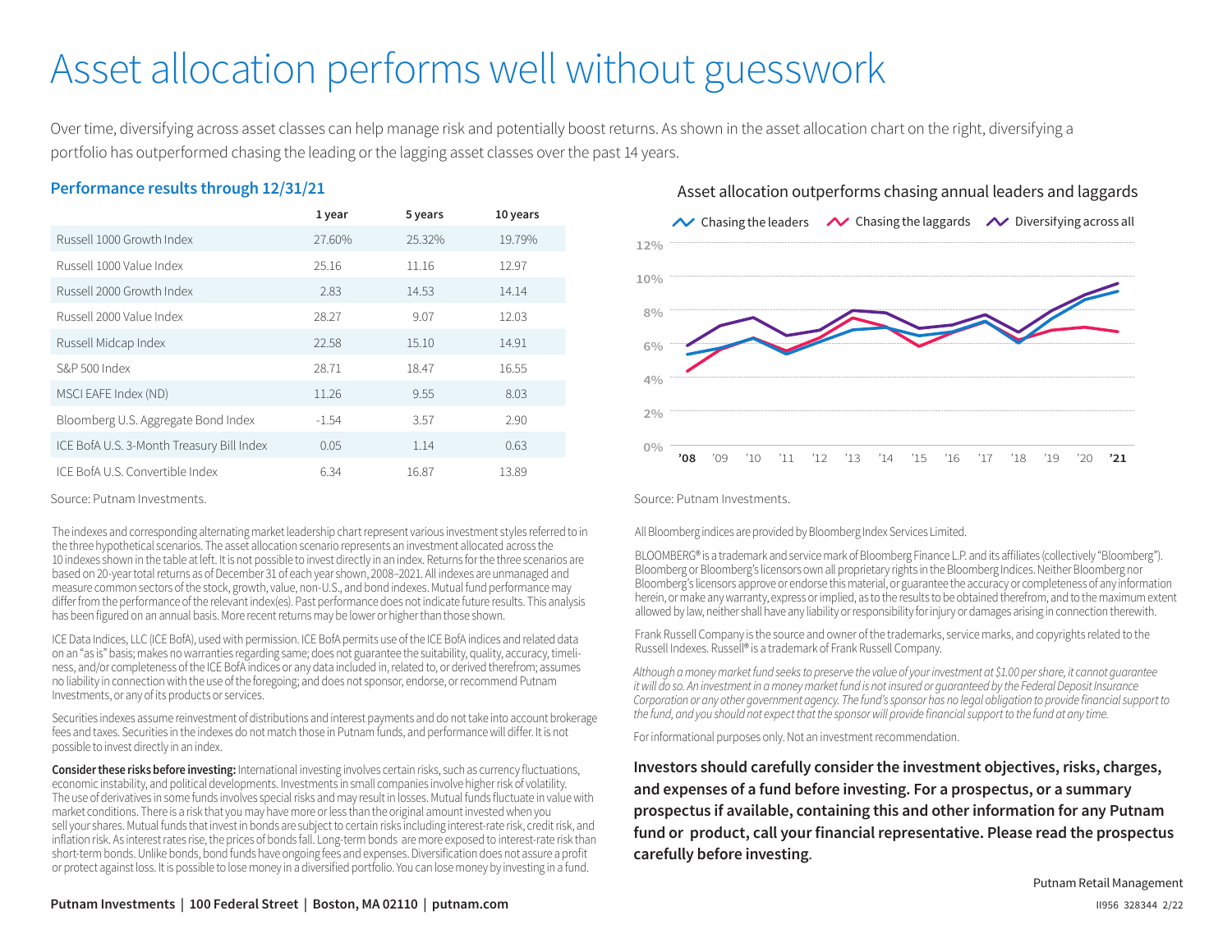# Asset allocation performs well without guesswork

Over time, diversifying across asset classes can help manage risk and potentially boost returns. As shown in the asset allocation chart on the right, diversifying a portfolio has outperformed chasing the leading or the lagging asset classes over the past 14 years.

### Performance results through 12/31/21

| | 1 year | 5 years | 10 years |
|---|---|---|---|
| Russell 1000 Growth Index | 27.60% | 25.32% | 19.79% |
| Russell 1000 Value Index | 25.16 | 11.16 | 12.97 |
| Russell 2000 Growth Index | 2.83 | 14.53 | 14.14 |
| Russell 2000 Value Index | 28.27 | 9.07 | 12.03 |
| Russell Midcap Index | 22.58 | 15.10 | 14.91 |
| S&P 500 Index | 28.71 | 18.47 | 16.55 |
| MSCI EAFE Index (ND) | 11.26 | 9.55 | 8.03 |
| Bloomberg U.S. Aggregate Bond Index | -1.54 | 3.57 | 2.90 |
| ICE BofA U.S. 3-Month Treasury Bill Index | 0.05 | 1.14 | 0.63 |
| ICE BofA U.S. Convertible Index | 6.34 | 16.87 | 13.89 |

Source: Putnam Investments.

Asset allocation outperforms chasing annual leaders and laggards

Chasing the leaders
Chasing the laggards
Diversifying across all

12%
10%
8%
6%
4%
2%
0%

'08 '09 '10 '11 '12 '13 '14 '15 '16 '17 '18 '19 '20 '21

Source: Putnam Investments.

The indexes and corresponding alternating market leadership chart represent various investment styles referred to in the three hypothetical scenarios. The asset allocation scenario represents an investment allocated across the 10 indexes shown in the table at left. It is not possible to invest directly in an index. Returns for the three scenarios are based on 20-year total returns as of December 31 of each year shown, 2008–2021. All indexes are unmanaged and measure common sectors of the stock, growth, value, non-U.S., and bond indexes. Mutual fund performance may differ from the performance of the relevant index(es). Past performance does not indicate future results. This analysis has been figured on an annual basis. More recent returns may be lower or higher than those shown.

ICE Data Indices, LLC (ICE BofA), used with permission. ICE BofA permits use of the ICE BofA indices and related data on an "as is" basis; makes no warranties regarding same; does not guarantee the suitability, quality, accuracy, timeliness, and/or completeness of the ICE BofA indices or any data included in, related to, or derived therefrom; assumes no liability in connection with the use of the foregoing; and does not sponsor, endorse, or recommend Putnam Investments, or any of its products or services.

Securities indexes assume reinvestment of distributions and interest payments and do not take into account brokerage fees and taxes. Securities in the indexes do not match those in Putnam funds, and performance will differ. It is not possible to invest directly in an index.

**Consider these risks before investing:** International investing involves certain risks, such as currency fluctuations, economic instability, and political developments. Investments in small companies involve higher risk of volatility. The use of derivatives in some funds involves special risks and may result in losses. Mutual funds fluctuate in value with market conditions. There is a risk that you may have more or less than the original amount invested when you sell your shares. Mutual funds that invest in bonds are subject to certain risks including interest-rate risk, credit risk, and inflation risk. As interest rates rise, the prices of bonds fall. Long-term bonds are more exposed to interest-rate risk than short-term bonds. Unlike bonds, bond funds have ongoing fees and expenses. Diversification does not assure a profit or protect against loss. It is possible to lose money in a diversified portfolio. You can lose money by investing in a fund.

All Bloomberg indices are provided by Bloomberg Index Services Limited.

BLOOMBERG® is a trademark and service mark of Bloomberg Finance L.P. and its affiliates (collectively "Bloomberg"). Bloomberg or Bloomberg's licensors own all proprietary rights in the Bloomberg Indices. Neither Bloomberg nor Bloomberg's licensors approve or endorse this material, or guarantee the accuracy or completeness of any information herein, or make any warranty, express or implied, as to the results to be obtained therefrom, and to the maximum extent allowed by law, neither shall have any liability or responsibility for injury or damages arising in connection therewith.

Frank Russell Company is the source and owner of the trademarks, service marks, and copyrights related to the Russell Indexes. Russell® is a trademark of Frank Russell Company.

*Although a money market fund seeks to preserve the value of your investment at $1.00 per share, it cannot guarantee it will do so. An investment in a money market fund is not insured or guaranteed by the Federal Deposit Insurance Corporation or any other government agency. The fund's sponsor has no legal obligation to provide financial support to the fund, and you should not expect that the sponsor will provide financial support to the fund at any time.*

For informational purposes only. Not an investment recommendation.

**Investors should carefully consider the investment objectives, risks, charges, and expenses of a fund before investing. For a prospectus, or a summary prospectus if available, containing this and other information for any Putnam fund or product, call your financial representative. Please read the prospectus carefully before investing.**

Putnam Retail Management

**Putnam Investments | 100 Federal Street | Boston, MA 02110 | putnam.com**

II956 328344 2/22